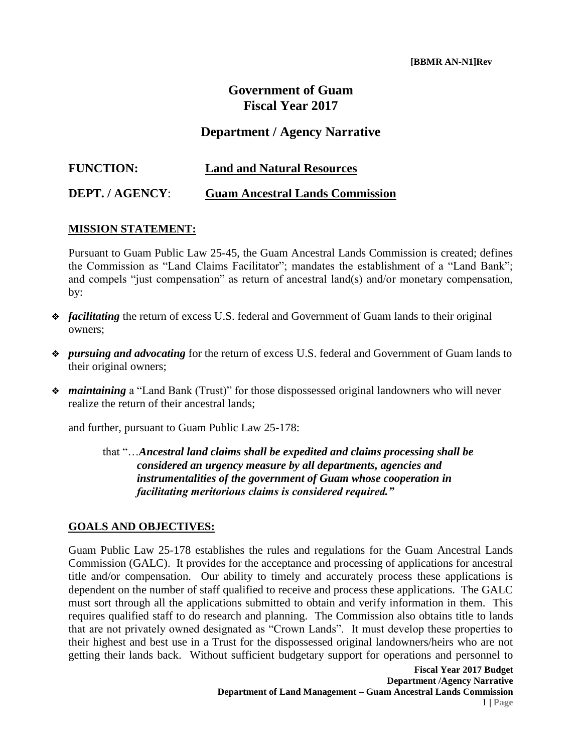**[BBMR AN-N1]Rev**

# Government of Guam
# Fiscal Year 2017

## Department / Agency Narrative

**FUNCTION:** **Land and Natural Resources**

**DEPT. / AGENCY**: **Guam Ancestral Lands Commission**

### MISSION STATEMENT:

Pursuant to Guam Public Law 25-45, the Guam Ancestral Lands Commission is created; defines the Commission as "Land Claims Facilitator"; mandates the establishment of a "Land Bank"; and compels "just compensation" as return of ancestral land(s) and/or monetary compensation, by:

- ***facilitating*** the return of excess U.S. federal and Government of Guam lands to their original owners;
- ***pursuing and advocating*** for the return of excess U.S. federal and Government of Guam lands to their original owners;
- ***maintaining*** a "Land Bank (Trust)" for those dispossessed original landowners who will never realize the return of their ancestral lands;

and further, pursuant to Guam Public Law 25-178:

> that "…***Ancestral land claims shall be expedited and claims processing shall be considered an urgency measure by all departments, agencies and instrumentalities of the government of Guam whose cooperation in facilitating meritorious claims is considered required."***

### GOALS AND OBJECTIVES:

Guam Public Law 25-178 establishes the rules and regulations for the Guam Ancestral Lands Commission (GALC). It provides for the acceptance and processing of applications for ancestral title and/or compensation. Our ability to timely and accurately process these applications is dependent on the number of staff qualified to receive and process these applications. The GALC must sort through all the applications submitted to obtain and verify information in them. This requires qualified staff to do research and planning. The Commission also obtains title to lands that are not privately owned designated as "Crown Lands". It must develop these properties to their highest and best use in a Trust for the dispossessed original landowners/heirs who are not getting their lands back. Without sufficient budgetary support for operations and personnel to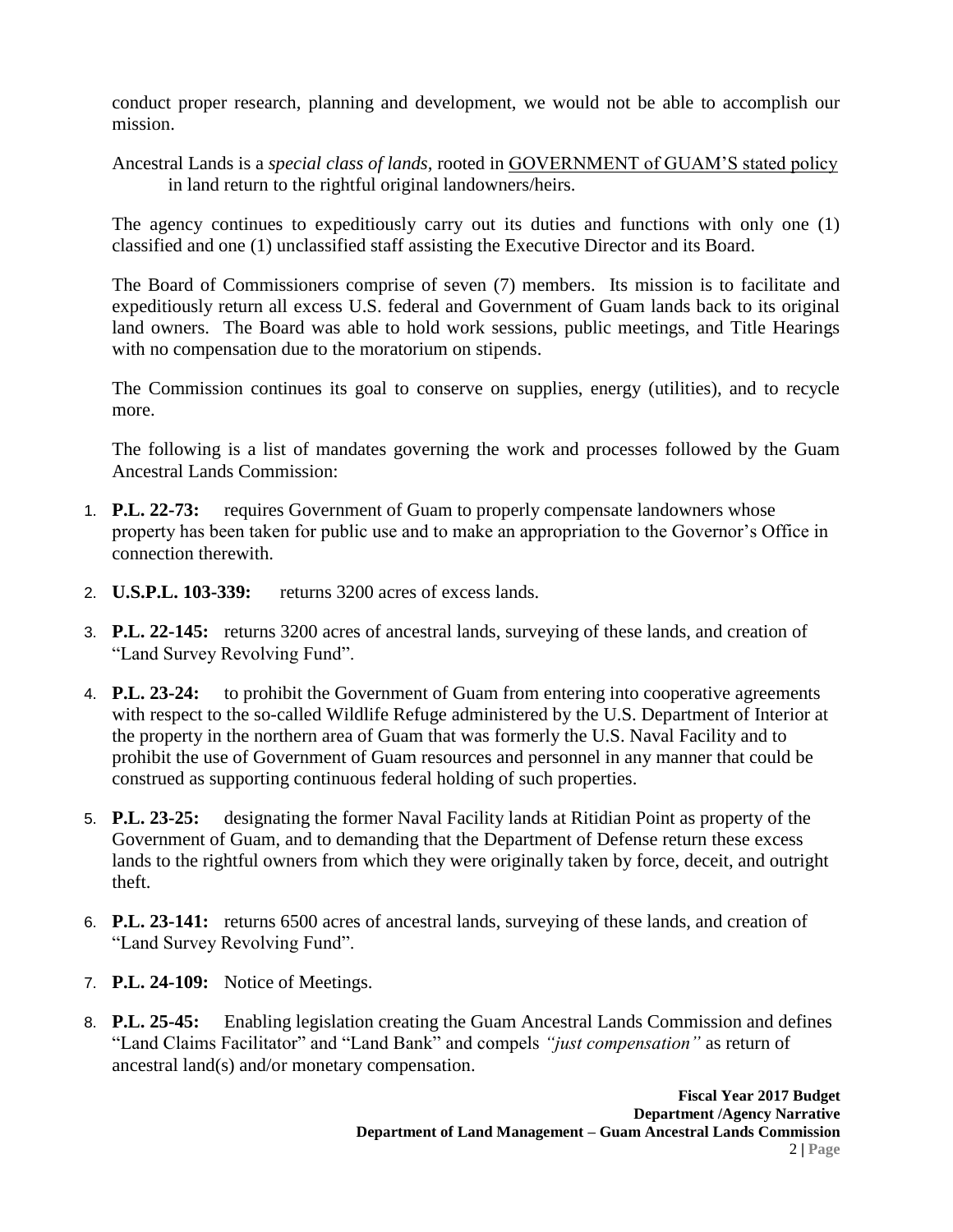conduct proper research, planning and development, we would not be able to accomplish our mission.

Ancestral Lands is a *special class of lands*, rooted in GOVERNMENT of GUAM'S stated policy in land return to the rightful original landowners/heirs.

The agency continues to expeditiously carry out its duties and functions with only one (1) classified and one (1) unclassified staff assisting the Executive Director and its Board.

The Board of Commissioners comprise of seven (7) members. Its mission is to facilitate and expeditiously return all excess U.S. federal and Government of Guam lands back to its original land owners. The Board was able to hold work sessions, public meetings, and Title Hearings with no compensation due to the moratorium on stipends.

The Commission continues its goal to conserve on supplies, energy (utilities), and to recycle more.

The following is a list of mandates governing the work and processes followed by the Guam Ancestral Lands Commission:

1. **P.L. 22-73:** requires Government of Guam to properly compensate landowners whose property has been taken for public use and to make an appropriation to the Governor's Office in connection therewith.
2. **U.S.P.L. 103-339:** returns 3200 acres of excess lands.
3. **P.L. 22-145:** returns 3200 acres of ancestral lands, surveying of these lands, and creation of "Land Survey Revolving Fund".
4. **P.L. 23-24:** to prohibit the Government of Guam from entering into cooperative agreements with respect to the so-called Wildlife Refuge administered by the U.S. Department of Interior at the property in the northern area of Guam that was formerly the U.S. Naval Facility and to prohibit the use of Government of Guam resources and personnel in any manner that could be construed as supporting continuous federal holding of such properties.
5. **P.L. 23-25:** designating the former Naval Facility lands at Ritidian Point as property of the Government of Guam, and to demanding that the Department of Defense return these excess lands to the rightful owners from which they were originally taken by force, deceit, and outright theft.
6. **P.L. 23-141:** returns 6500 acres of ancestral lands, surveying of these lands, and creation of "Land Survey Revolving Fund".
7. **P.L. 24-109:** Notice of Meetings.
8. **P.L. 25-45:** Enabling legislation creating the Guam Ancestral Lands Commission and defines "Land Claims Facilitator" and "Land Bank" and compels *"just compensation"* as return of ancestral land(s) and/or monetary compensation.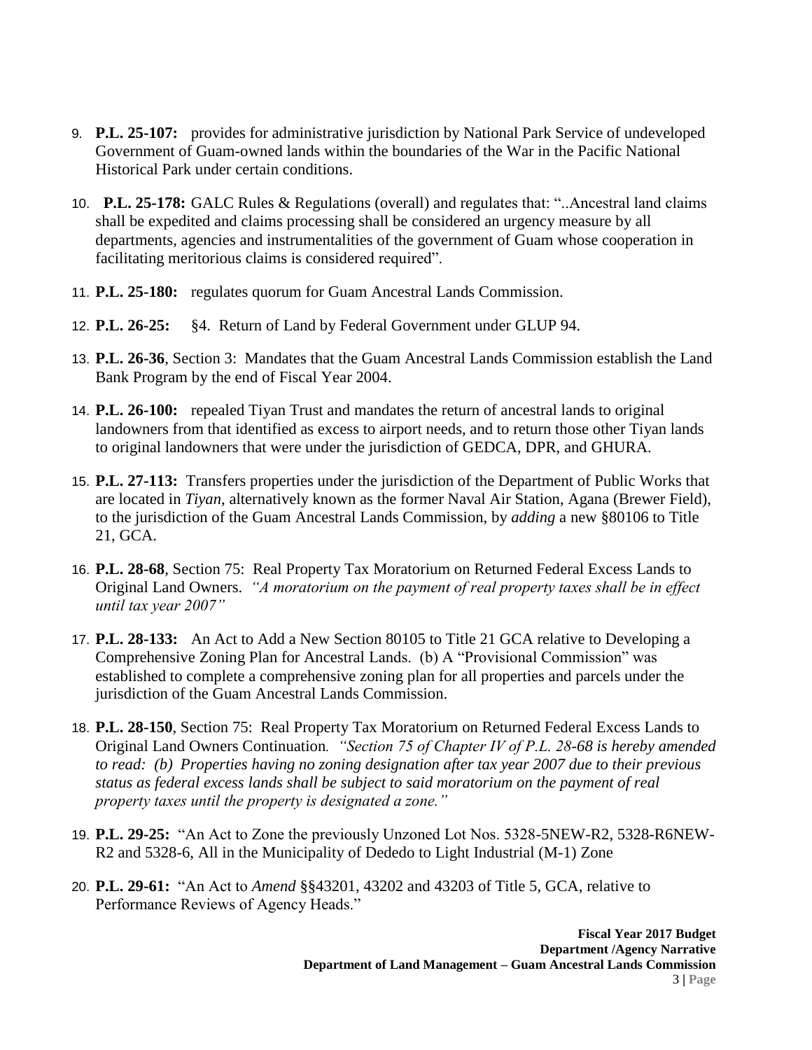9. **P.L. 25-107:** provides for administrative jurisdiction by National Park Service of undeveloped Government of Guam-owned lands within the boundaries of the War in the Pacific National Historical Park under certain conditions.

10. **P.L. 25-178:** GALC Rules & Regulations (overall) and regulates that: "..Ancestral land claims shall be expedited and claims processing shall be considered an urgency measure by all departments, agencies and instrumentalities of the government of Guam whose cooperation in facilitating meritorious claims is considered required".

11. **P.L. 25-180:** regulates quorum for Guam Ancestral Lands Commission.

12. **P.L. 26-25:** §4. Return of Land by Federal Government under GLUP 94.

13. **P.L. 26-36**, Section 3: Mandates that the Guam Ancestral Lands Commission establish the Land Bank Program by the end of Fiscal Year 2004.

14. **P.L. 26-100:** repealed Tiyan Trust and mandates the return of ancestral lands to original landowners from that identified as excess to airport needs, and to return those other Tiyan lands to original landowners that were under the jurisdiction of GEDCA, DPR, and GHURA.

15. **P.L. 27-113:** Transfers properties under the jurisdiction of the Department of Public Works that are located in *Tiyan*, alternatively known as the former Naval Air Station, Agana (Brewer Field), to the jurisdiction of the Guam Ancestral Lands Commission, by *adding* a new §80106 to Title 21, GCA.

16. **P.L. 28-68**, Section 75: Real Property Tax Moratorium on Returned Federal Excess Lands to Original Land Owners. *"A moratorium on the payment of real property taxes shall be in effect until tax year 2007"*

17. **P.L. 28-133:** An Act to Add a New Section 80105 to Title 21 GCA relative to Developing a Comprehensive Zoning Plan for Ancestral Lands. (b) A "Provisional Commission" was established to complete a comprehensive zoning plan for all properties and parcels under the jurisdiction of the Guam Ancestral Lands Commission.

18. **P.L. 28-150**, Section 75: Real Property Tax Moratorium on Returned Federal Excess Lands to Original Land Owners Continuation. *"Section 75 of Chapter IV of P.L. 28-68 is hereby amended to read: (b) Properties having no zoning designation after tax year 2007 due to their previous status as federal excess lands shall be subject to said moratorium on the payment of real property taxes until the property is designated a zone."*

19. **P.L. 29-25:** "An Act to Zone the previously Unzoned Lot Nos. 5328-5NEW-R2, 5328-R6NEW-R2 and 5328-6, All in the Municipality of Dededo to Light Industrial (M-1) Zone

20. **P.L. 29-61:** "An Act to *Amend* §§43201, 43202 and 43203 of Title 5, GCA, relative to Performance Reviews of Agency Heads."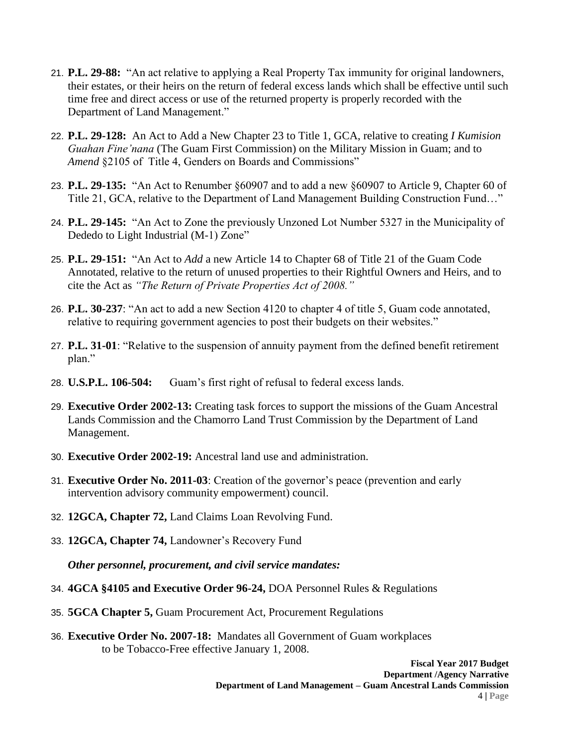21. **P.L. 29-88:** "An act relative to applying a Real Property Tax immunity for original landowners, their estates, or their heirs on the return of federal excess lands which shall be effective until such time free and direct access or use of the returned property is properly recorded with the Department of Land Management."

22. **P.L. 29-128:** An Act to Add a New Chapter 23 to Title 1, GCA, relative to creating *I Kumision Guahan Fine'nana* (The Guam First Commission) on the Military Mission in Guam; and to *Amend* §2105 of Title 4, Genders on Boards and Commissions"

23. **P.L. 29-135:** "An Act to Renumber §60907 and to add a new §60907 to Article 9, Chapter 60 of Title 21, GCA, relative to the Department of Land Management Building Construction Fund…"

24. **P.L. 29-145:** "An Act to Zone the previously Unzoned Lot Number 5327 in the Municipality of Dededo to Light Industrial (M-1) Zone"

25. **P.L. 29-151:** "An Act to *Add* a new Article 14 to Chapter 68 of Title 21 of the Guam Code Annotated, relative to the return of unused properties to their Rightful Owners and Heirs, and to cite the Act as *"The Return of Private Properties Act of 2008."*

26. **P.L. 30-237**: "An act to add a new Section 4120 to chapter 4 of title 5, Guam code annotated, relative to requiring government agencies to post their budgets on their websites."

27. **P.L. 31-01**: "Relative to the suspension of annuity payment from the defined benefit retirement plan."

28. **U.S.P.L. 106-504:** Guam's first right of refusal to federal excess lands.

29. **Executive Order 2002-13:** Creating task forces to support the missions of the Guam Ancestral Lands Commission and the Chamorro Land Trust Commission by the Department of Land Management.

30. **Executive Order 2002-19:** Ancestral land use and administration.

31. **Executive Order No. 2011-03**: Creation of the governor's peace (prevention and early intervention advisory community empowerment) council.

32. **12GCA, Chapter 72,** Land Claims Loan Revolving Fund.

33. **12GCA, Chapter 74,** Landowner's Recovery Fund

***Other personnel, procurement, and civil service mandates:***

34. **4GCA §4105 and Executive Order 96-24,** DOA Personnel Rules & Regulations

35. **5GCA Chapter 5,** Guam Procurement Act, Procurement Regulations

36. **Executive Order No. 2007-18:** Mandates all Government of Guam workplaces to be Tobacco-Free effective January 1, 2008.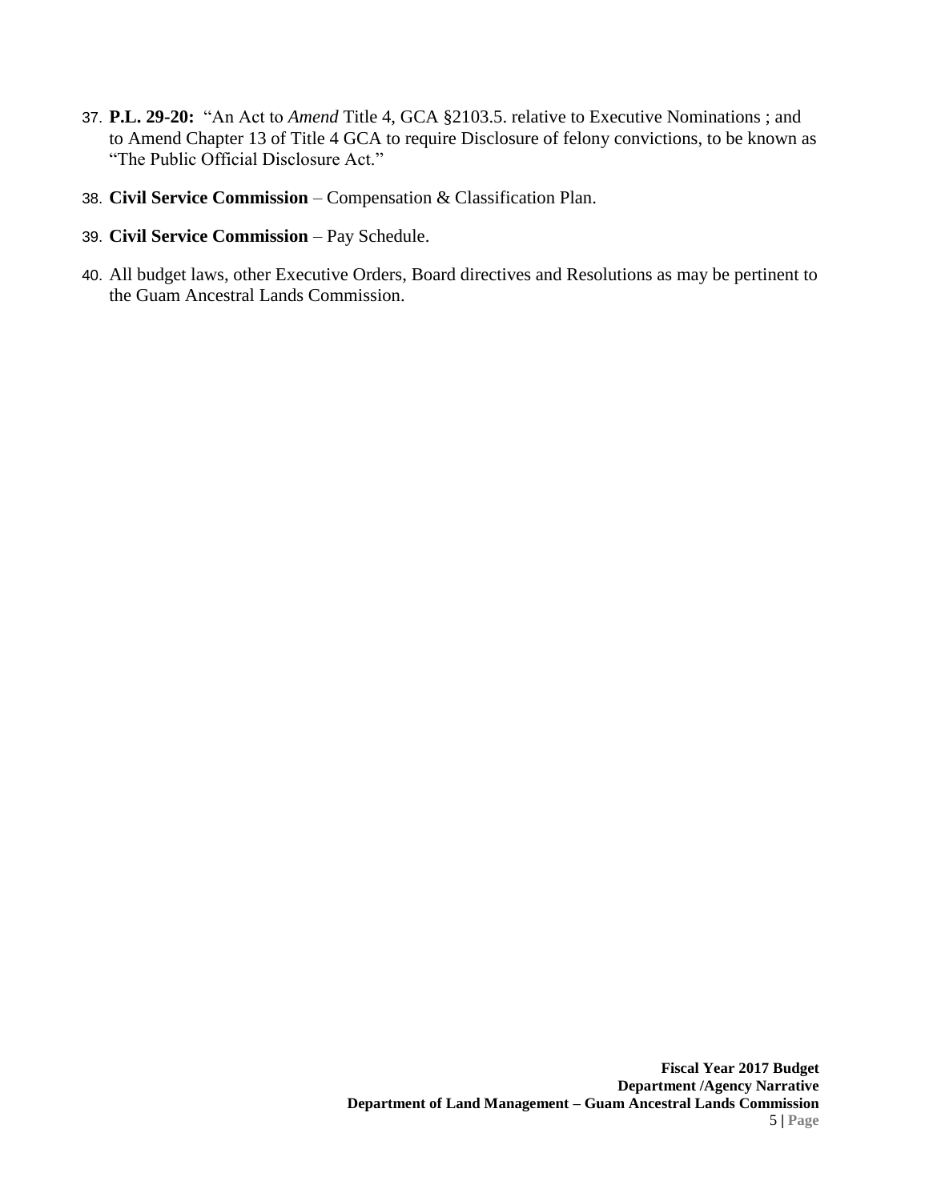37. **P.L. 29-20:** "An Act to *Amend* Title 4, GCA §2103.5. relative to Executive Nominations ; and to Amend Chapter 13 of Title 4 GCA to require Disclosure of felony convictions, to be known as "The Public Official Disclosure Act."
38. **Civil Service Commission** – Compensation & Classification Plan.
39. **Civil Service Commission** – Pay Schedule.
40. All budget laws, other Executive Orders, Board directives and Resolutions as may be pertinent to the Guam Ancestral Lands Commission.